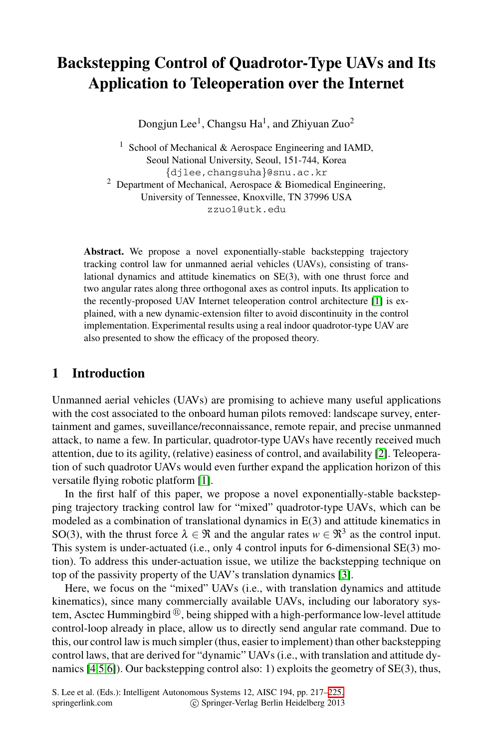# Backstepping Control of Quadrotor-Type UAVs and Its Application to Teleoperation over the Internet

Dongjun Lee[1], Changsu Ha[1], and Zhiyuan Zuo[2]

[1] School of Mechanical & Aerospace Engineering and IAMD, Seoul National University, Seoul, 151-744, Korea
{djlee,changsuha}@snu.ac.kr

[2] Department of Mechanical, Aerospace & Biomedical Engineering, University of Tennessee, Knoxville, TN 37996 USA
zzuo1@utk.edu

**Abstract.** We propose a novel exponentially-stable backstepping trajectory tracking control law for unmanned aerial vehicles (UAVs), consisting of translational dynamics and attitude kinematics on SE(3), with one thrust force and two angular rates along three orthogonal axes as control inputs. Its application to the recently-proposed UAV Internet teleoperation control architecture [1] is explained, with a new dynamic-extension filter to avoid discontinuity in the control implementation. Experimental results using a real indoor quadrotor-type UAV are also presented to show the efficacy of the proposed theory.

## 1 Introduction

Unmanned aerial vehicles (UAVs) are promising to achieve many useful applications with the cost associated to the onboard human pilots removed: landscape survey, entertainment and games, suveillance/reconnaissance, remote repair, and precise unmanned attack, to name a few. In particular, quadrotor-type UAVs have recently received much attention, due to its agility, (relative) easiness of control, and availability [2]. Teleoperation of such quadrotor UAVs would even further expand the application horizon of this versatile flying robotic platform [1].

In the first half of this paper, we propose a novel exponentially-stable backstepping trajectory tracking control law for "mixed" quadrotor-type UAVs, which can be modeled as a combination of translational dynamics in E(3) and attitude kinematics in SO(3), with the thrust force $\lambda \in \Re$ and the angular rates $w \in \Re^3$ as the control input. This system is under-actuated (i.e., only 4 control inputs for 6-dimensional SE(3) motion). To address this under-actuation issue, we utilize the backstepping technique on top of the passivity property of the UAV's translation dynamics [3].

Here, we focus on the "mixed" UAVs (i.e., with translation dynamics and attitude kinematics), since many commercially available UAVs, including our laboratory system, Asctec Hummingbird ®, being shipped with a high-performance low-level attitude control-loop already in place, allow us to directly send angular rate command. Due to this, our control law is much simpler (thus, easier to implement) than other backstepping control laws, that are derived for "dynamic" UAVs (i.e., with translation and attitude dynamics [4,5,6]). Our backstepping control also: 1) exploits the geometry of SE(3), thus,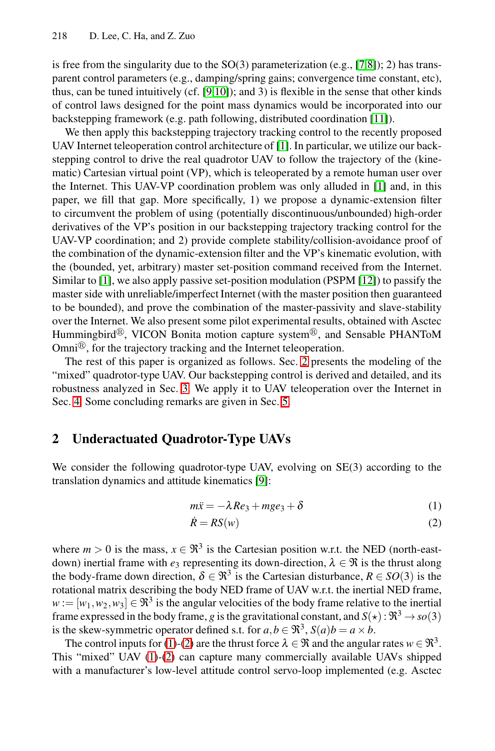is free from the singularity due to the SO(3) parameterization (e.g., [7,8]); 2) has transparent control parameters (e.g., damping/spring gains; convergence time constant, etc), thus, can be tuned intuitively (cf. [9,10]); and 3) is flexible in the sense that other kinds of control laws designed for the point mass dynamics would be incorporated into our backstepping framework (e.g. path following, distributed coordination [11]).

We then apply this backstepping trajectory tracking control to the recently proposed UAV Internet teleoperation control architecture of [1]. In particular, we utilize our backstepping control to drive the real quadrotor UAV to follow the trajectory of the (kinematic) Cartesian virtual point (VP), which is teleoperated by a remote human user over the Internet. This UAV-VP coordination problem was only alluded in [1] and, in this paper, we fill that gap. More specifically, 1) we propose a dynamic-extension filter to circumvent the problem of using (potentially discontinuous/unbounded) high-order derivatives of the VP's position in our backstepping trajectory tracking control for the UAV-VP coordination; and 2) provide complete stability/collision-avoidance proof of the combination of the dynamic-extension filter and the VP's kinematic evolution, with the (bounded, yet, arbitrary) master set-position command received from the Internet. Similar to [1], we also apply passive set-position modulation (PSPM [12]) to passify the master side with unreliable/imperfect Internet (with the master position then guaranteed to be bounded), and prove the combination of the master-passivity and slave-stability over the Internet. We also present some pilot experimental results, obtained with Asctec Hummingbird®, VICON Bonita motion capture system®, and Sensable PHANToM Omni®, for the trajectory tracking and the Internet teleoperation.

The rest of this paper is organized as follows. Sec. 2 presents the modeling of the "mixed" quadrotor-type UAV. Our backstepping control is derived and detailed, and its robustness analyzed in Sec. 3. We apply it to UAV teleoperation over the Internet in Sec. 4. Some concluding remarks are given in Sec. 5.

## 2 Underactuated Quadrotor-Type UAVs

We consider the following quadrotor-type UAV, evolving on SE(3) according to the translation dynamics and attitude kinematics [9]:

$$m\ddot{x} = -\lambda R e_3 + m g e_3 + \delta \tag{1}$$

$$\dot{R} = R S(w) \tag{2}$$

where $m > 0$ is the mass, $x \in \Re^3$ is the Cartesian position w.r.t. the NED (north-east-down) inertial frame with $e_3$ representing its down-direction, $\lambda \in \Re$ is the thrust along the body-frame down direction, $\delta \in \Re^3$ is the Cartesian disturbance, $R \in SO(3)$ is the rotational matrix describing the body NED frame of UAV w.r.t. the inertial NED frame, $w := [w_1, w_2, w_3] \in \Re^3$ is the angular velocities of the body frame relative to the inertial frame expressed in the body frame, $g$ is the gravitational constant, and $S(\star) : \Re^3 \rightarrow so(3)$ is the skew-symmetric operator defined s.t. for $a, b \in \Re^3$, $S(a)b = a \times b$.

The control inputs for (1)-(2) are the thrust force $\lambda \in \Re$ and the angular rates $w \in \Re^3$. This "mixed" UAV (1)-(2) can capture many commercially available UAVs shipped with a manufacturer's low-level attitude control servo-loop implemented (e.g. Asctec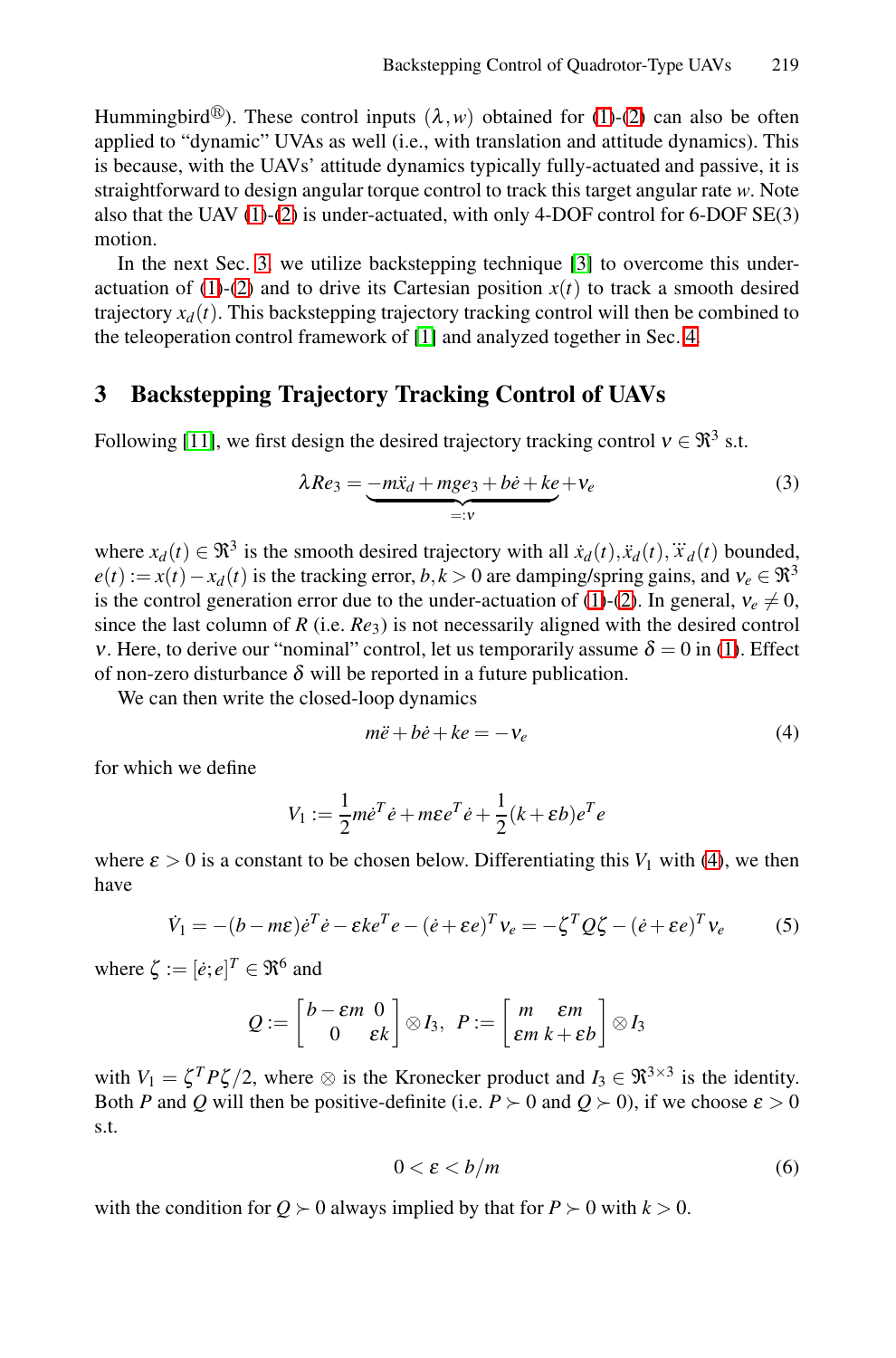Hummingbird®). These control inputs $(\lambda, w)$ obtained for (1)-(2) can also be often applied to "dynamic" UVAs as well (i.e., with translation and attitude dynamics). This is because, with the UAVs' attitude dynamics typically fully-actuated and passive, it is straightforward to design angular torque control to track this target angular rate $w$. Note also that the UAV (1)-(2) is under-actuated, with only 4-DOF control for 6-DOF SE(3) motion.

In the next Sec. 3, we utilize backstepping technique [3] to overcome this under-actuation of (1)-(2) and to drive its Cartesian position $x(t)$ to track a smooth desired trajectory $x_d(t)$. This backstepping trajectory tracking control will then be combined to the teleoperation control framework of [1] and analyzed together in Sec. 4.

## 3 Backstepping Trajectory Tracking Control of UAVs

Following [11], we first design the desired trajectory tracking control $\nu \in \Re^3$ s.t.

$$\lambda R e_3 = \underbrace{-m\ddot{x}_d + mge_3 + b\dot{e} + ke}_{=:\nu} + \nu_e \tag{3}$$

where $x_d(t) \in \Re^3$ is the smooth desired trajectory with all $\dot{x}_d(t), \ddot{x}_d(t), \dddot{x}_d(t)$ bounded, $e(t) := x(t) - x_d(t)$ is the tracking error, $b, k > 0$ are damping/spring gains, and $\nu_e \in \Re^3$ is the control generation error due to the under-actuation of (1)-(2). In general, $\nu_e \neq 0$, since the last column of $R$ (i.e. $Re_3$) is not necessarily aligned with the desired control $\nu$. Here, to derive our "nominal" control, let us temporarily assume $\delta = 0$ in (1). Effect of non-zero disturbance $\delta$ will be reported in a future publication.

We can then write the closed-loop dynamics

$$m\ddot{e} + b\dot{e} + ke = -\nu_e \tag{4}$$

for which we define

$$V_1 := \frac{1}{2}m\dot{e}^T\dot{e} + m\varepsilon e^T\dot{e} + \frac{1}{2}(k + \varepsilon b)e^T e$$

where $\varepsilon > 0$ is a constant to be chosen below. Differentiating this $V_1$ with (4), we then have

$$\dot{V}_1 = -(b - m\varepsilon)\dot{e}^T\dot{e} - \varepsilon k e^T e - (\dot{e} + \varepsilon e)^T \nu_e = -\zeta^T Q \zeta - (\dot{e} + \varepsilon e)^T \nu_e \tag{5}$$

where $\zeta := [\dot{e}; e]^T \in \Re^6$ and

$$Q := \begin{bmatrix} b - \varepsilon m & 0 \\ 0 & \varepsilon k \end{bmatrix} \otimes I_3, \quad P := \begin{bmatrix} m & \varepsilon m \\ \varepsilon m & k + \varepsilon b \end{bmatrix} \otimes I_3$$

with $V_1 = \zeta^T P \zeta / 2$, where $\otimes$ is the Kronecker product and $I_3 \in \Re^{3\times 3}$ is the identity. Both $P$ and $Q$ will then be positive-definite (i.e. $P \succ 0$ and $Q \succ 0$), if we choose $\varepsilon > 0$ s.t.

$$0 < \varepsilon < b/m \tag{6}$$

with the condition for $Q \succ 0$ always implied by that for $P \succ 0$ with $k > 0$.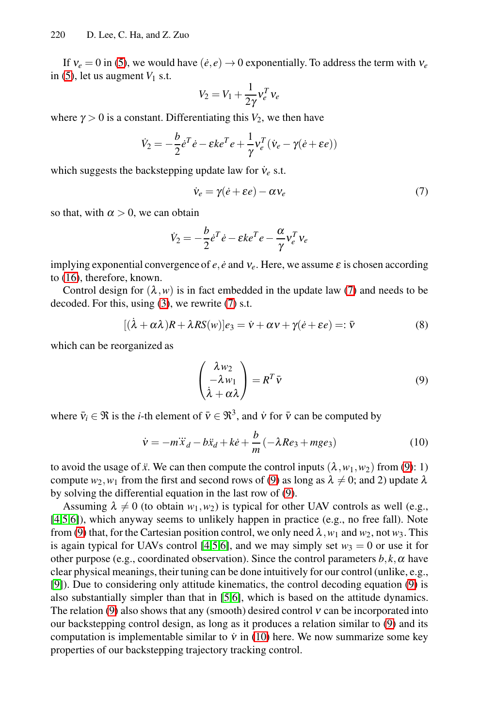If $\nu_e = 0$ in (5), we would have $(\dot{e}, e) \to 0$ exponentially. To address the term with $\nu_e$ in (5), let us augment $V_1$ s.t.

$$V_2 = V_1 + \frac{1}{2\gamma}\nu_e^T \nu_e$$

where $\gamma > 0$ is a constant. Differentiating this $V_2$, we then have

$$\dot{V}_2 = -\frac{b}{2}\dot{e}^T\dot{e} - \varepsilon k e^T e + \frac{1}{\gamma}\nu_e^T(\dot{\nu}_e - \gamma(\dot{e} + \varepsilon e))$$

which suggests the backstepping update law for $\dot{\nu}_e$ s.t.

$$\dot{\nu}_e = \gamma(\dot{e} + \varepsilon e) - \alpha \nu_e \tag{7}$$

so that, with $\alpha > 0$, we can obtain

$$\dot{V}_2 = -\frac{b}{2}\dot{e}^T\dot{e} - \varepsilon k e^T e - \frac{\alpha}{\gamma}\nu_e^T \nu_e$$

implying exponential convergence of $e, \dot{e}$ and $\nu_e$. Here, we assume $\varepsilon$ is chosen according to (16), therefore, known.

Control design for $(\lambda, w)$ is in fact embedded in the update law (7) and needs to be decoded. For this, using (3), we rewrite (7) s.t.

$$[(\dot{\lambda} + \alpha\lambda)R + \lambda R S(w)]e_3 = \dot{\nu} + \alpha\nu + \gamma(\dot{e} + \varepsilon e) =: \bar{\nu} \tag{8}$$

which can be reorganized as

$$\begin{pmatrix} \lambda w_2 \\ -\lambda w_1 \\ \dot{\lambda} + \alpha\lambda \end{pmatrix} = R^T \bar{\nu} \tag{9}$$

where $\bar{\nu}_i \in \Re$ is the $i$-th element of $\bar{\nu} \in \Re^3$, and $\dot{\nu}$ for $\bar{\nu}$ can be computed by

$$\dot{\nu} = -m\dddot{x}_d - b\ddot{x}_d + k\dot{e} + \frac{b}{m}(-\lambda R e_3 + m g e_3) \tag{10}$$

to avoid the usage of $\ddot{x}$. We can then compute the control inputs $(\lambda, w_1, w_2)$ from (9): 1) compute $w_2, w_1$ from the first and second rows of (9) as long as $\lambda \neq 0$; and 2) update $\lambda$ by solving the differential equation in the last row of (9).

Assuming $\lambda \neq 0$ (to obtain $w_1, w_2$) is typical for other UAV controls as well (e.g., [4,5,6]), which anyway seems to unlikely happen in practice (e.g., no free fall). Note from (9) that, for the Cartesian position control, we only need $\lambda, w_1$ and $w_2$, not $w_3$. This is again typical for UAVs control [4,5,6], and we may simply set $w_3 = 0$ or use it for other purpose (e.g., coordinated observation). Since the control parameters $b, k, \alpha$ have clear physical meanings, their tuning can be done intuitively for our control (unlike, e.g., [9]). Due to considering only attitude kinematics, the control decoding equation (9) is also substantially simpler than that in [5,6], which is based on the attitude dynamics. The relation (9) also shows that any (smooth) desired control $\nu$ can be incorporated into our backstepping control design, as long as it produces a relation similar to (9) and its computation is implementable similar to $\dot{\nu}$ in (10) here. We now summarize some key properties of our backstepping trajectory tracking control.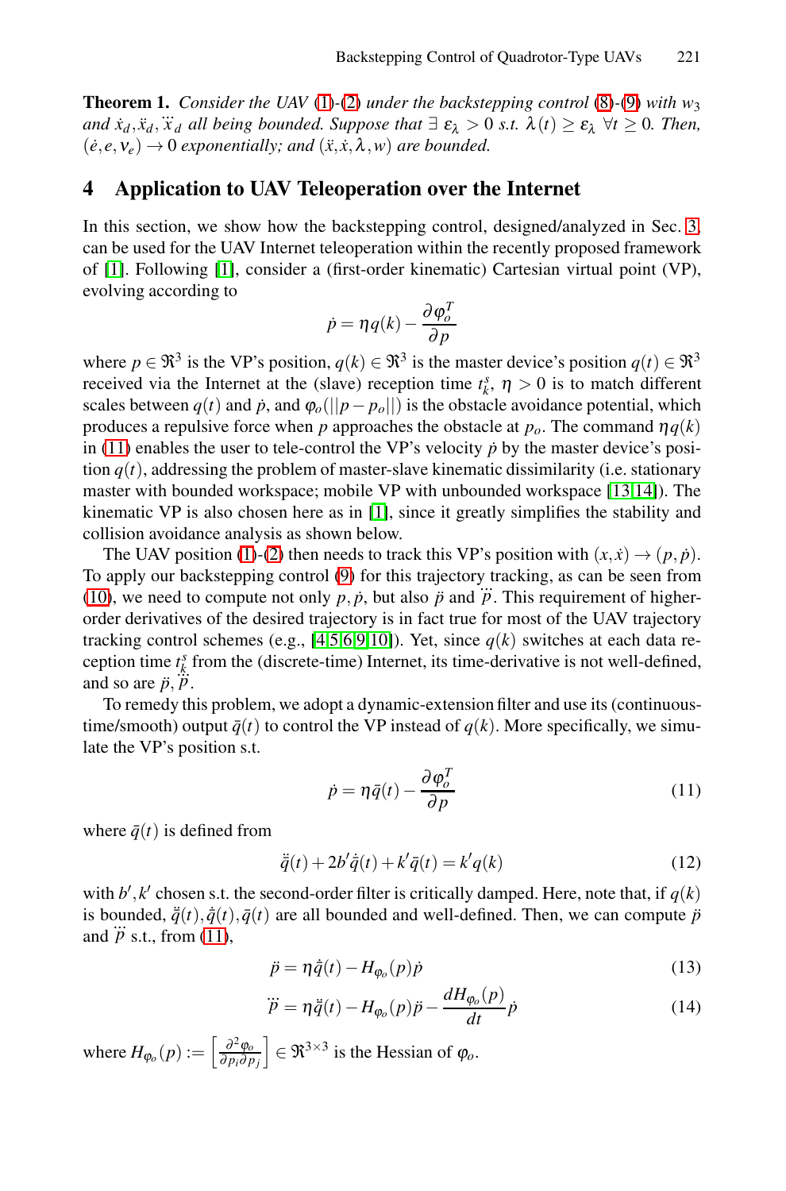**Theorem 1.** *Consider the UAV (1)-(2) under the backstepping control (8)-(9) with $w_3$ and $\dot{x}_d, \ddot{x}_d, \dddot{x}_d$ all being bounded. Suppose that $\exists\ \varepsilon_\lambda > 0$ s.t. $\lambda(t) \geq \varepsilon_\lambda\ \forall t \geq 0$. Then, $(\dot{e}, e, \nu_e) \to 0$ exponentially; and $(\ddot{x}, \dot{x}, \lambda, w)$ are bounded.*

## 4 Application to UAV Teleoperation over the Internet

In this section, we show how the backstepping control, designed/analyzed in Sec. 3, can be used for the UAV Internet teleoperation within the recently proposed framework of [1]. Following [1], consider a (first-order kinematic) Cartesian virtual point (VP), evolving according to

$$\dot{p} = \eta q(k) - \frac{\partial \varphi_o^T}{\partial p}$$

where $p \in \Re^3$ is the VP's position, $q(k) \in \Re^3$ is the master device's position $q(t) \in \Re^3$ received via the Internet at the (slave) reception time $t_k^s$, $\eta > 0$ is to match different scales between $q(t)$ and $\dot{p}$, and $\varphi_o(||p - p_o||)$ is the obstacle avoidance potential, which produces a repulsive force when $p$ approaches the obstacle at $p_o$. The command $\eta q(k)$ in (11) enables the user to tele-control the VP's velocity $\dot{p}$ by the master device's position $q(t)$, addressing the problem of master-slave kinematic dissimilarity (i.e. stationary master with bounded workspace; mobile VP with unbounded workspace [13,14]). The kinematic VP is also chosen here as in [1], since it greatly simplifies the stability and collision avoidance analysis as shown below.

The UAV position (1)-(2) then needs to track this VP's position with $(x, \dot{x}) \to (p, \dot{p})$. To apply our backstepping control (9) for this trajectory tracking, as can be seen from (10), we need to compute not only $p, \dot{p}$, but also $\ddot{p}$ and $\dddot{p}$. This requirement of higher-order derivatives of the desired trajectory is in fact true for most of the UAV trajectory tracking control schemes (e.g., [4,5,6,9,10]). Yet, since $q(k)$ switches at each data reception time $t_k^s$ from the (discrete-time) Internet, its time-derivative is not well-defined, and so are $\ddot{p}, \dddot{p}$.

To remedy this problem, we adopt a dynamic-extension filter and use its (continuous-time/smooth) output $\bar{q}(t)$ to control the VP instead of $q(k)$. More specifically, we simulate the VP's position s.t.

$$\dot{p} = \eta \bar{q}(t) - \frac{\partial \varphi_o^T}{\partial p} \tag{11}$$

where $\bar{q}(t)$ is defined from

$$\ddot{\bar{q}}(t) + 2b'\dot{\bar{q}}(t) + k'\bar{q}(t) = k'q(k) \tag{12}$$

with $b', k'$ chosen s.t. the second-order filter is critically damped. Here, note that, if $q(k)$ is bounded, $\ddot{\bar{q}}(t), \dot{\bar{q}}(t), \bar{q}(t)$ are all bounded and well-defined. Then, we can compute $\ddot{p}$ and $\dddot{p}$ s.t., from (11),

$$\ddot{p} = \eta \dot{\bar{q}}(t) - H_{\varphi_o}(p)\dot{p} \tag{13}$$

$$\dddot{p} = \eta \ddot{\bar{q}}(t) - H_{\varphi_o}(p)\ddot{p} - \frac{dH_{\varphi_o}(p)}{dt}\dot{p} \tag{14}$$

where $H_{\varphi_o}(p) := \left[\frac{\partial^2 \varphi_o}{\partial p_i \partial p_j}\right] \in \Re^{3\times 3}$ is the Hessian of $\varphi_o$.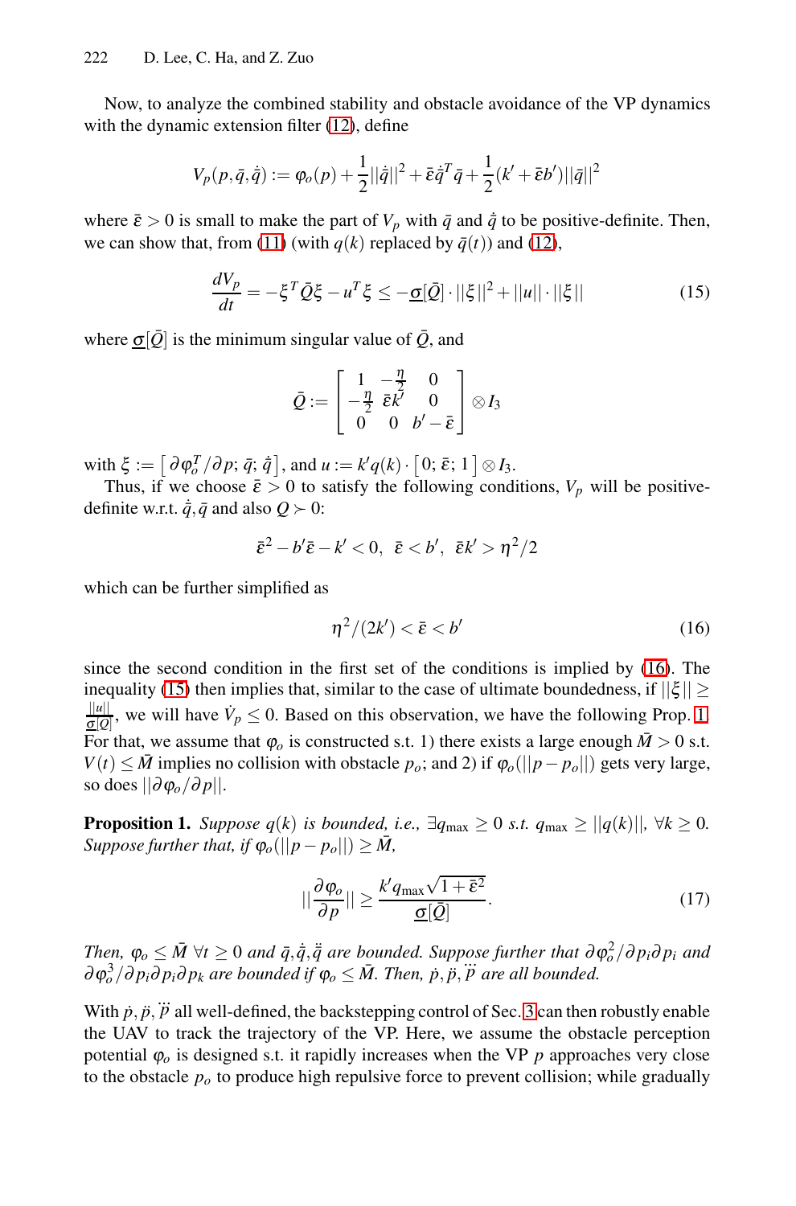Now, to analyze the combined stability and obstacle avoidance of the VP dynamics with the dynamic extension filter (12), define

$$V_p(p,\bar{q},\dot{\bar{q}}) := \varphi_o(p) + \frac{1}{2}||\dot{\bar{q}}||^2 + \bar{\varepsilon}\dot{\bar{q}}^T\bar{q} + \frac{1}{2}(k' + \bar{\varepsilon}b')||\bar{q}||^2$$

where $\bar{\varepsilon} > 0$ is small to make the part of $V_p$ with $\bar{q}$ and $\dot{\bar{q}}$ to be positive-definite. Then, we can show that, from (11) (with $q(k)$ replaced by $\bar{q}(t)$) and (12),

$$\frac{dV_p}{dt} = -\xi^T\bar{Q}\xi - u^T\xi \le -\underline{\sigma}[\bar{Q}]\cdot||\xi||^2 + ||u||\cdot||\xi|| \tag{15}$$

where $\underline{\sigma}[\bar{Q}]$ is the minimum singular value of $\bar{Q}$, and

$$\bar{Q} := \begin{bmatrix} 1 & -\frac{\eta}{2} & 0 \\ -\frac{\eta}{2} & \bar{\varepsilon}k' & 0 \\ 0 & 0 & b' - \bar{\varepsilon} \end{bmatrix} \otimes I_3$$

with $\xi := \left[\partial\varphi_o^T/\partial p;\ \bar{q};\ \dot{\bar{q}}\right]$, and $u := k'q(k)\cdot\left[0;\ \bar{\varepsilon};\ 1\right]\otimes I_3$.

Thus, if we choose $\bar{\varepsilon} > 0$ to satisfy the following conditions, $V_p$ will be positive-definite w.r.t. $\dot{\bar{q}}, \bar{q}$ and also $Q \succ 0$:

$$\bar{\varepsilon}^2 - b'\bar{\varepsilon} - k' < 0,\ \ \bar{\varepsilon} < b',\ \ \bar{\varepsilon}k' > \eta^2/2$$

which can be further simplified as

$$\eta^2/(2k') < \bar{\varepsilon} < b' \tag{16}$$

since the second condition in the first set of the conditions is implied by (16). The inequality (15) then implies that, similar to the case of ultimate boundedness, if $||\xi|| \ge \frac{||u||}{\underline{\sigma}[\bar{Q}]}$, we will have $\dot{V}_p \le 0$. Based on this observation, we have the following Prop. 1. For that, we assume that $\varphi_o$ is constructed s.t. 1) there exists a large enough $\bar{M} > 0$ s.t. $V(t) \le \bar{M}$ implies no collision with obstacle $p_o$; and 2) if $\varphi_o(||p - p_o||)$ gets very large, so does $||\partial\varphi_o/\partial p||$.

**Proposition 1.** *Suppose $q(k)$ is bounded, i.e., $\exists q_{\max} \ge 0$ s.t. $q_{\max} \ge ||q(k)||$, $\forall k \ge 0$. Suppose further that, if $\varphi_o(||p - p_o||) \ge \bar{M}$,*

$$||\frac{\partial\varphi_o}{\partial p}|| \ge \frac{k'q_{\max}\sqrt{1+\bar{\varepsilon}^2}}{\underline{\sigma}[\bar{Q}]}. \tag{17}$$

*Then, $\varphi_o \le \bar{M}$ $\forall t \ge 0$ and $\bar{q}, \dot{\bar{q}}, \ddot{\bar{q}}$ are bounded. Suppose further that $\partial\varphi_o^2/\partial p_i\partial p_i$ and $\partial\varphi_o^3/\partial p_i\partial p_i\partial p_k$ are bounded if $\varphi_o \le \bar{M}$. Then, $\dot{p}, \ddot{p}, \dddot{p}$ are all bounded.*

With $\dot{p}, \ddot{p}, \dddot{p}$ all well-defined, the backstepping control of Sec. 3 can then robustly enable the UAV to track the trajectory of the VP. Here, we assume the obstacle perception potential $\varphi_o$ is designed s.t. it rapidly increases when the VP $p$ approaches very close to the obstacle $p_o$ to produce high repulsive force to prevent collision; while gradually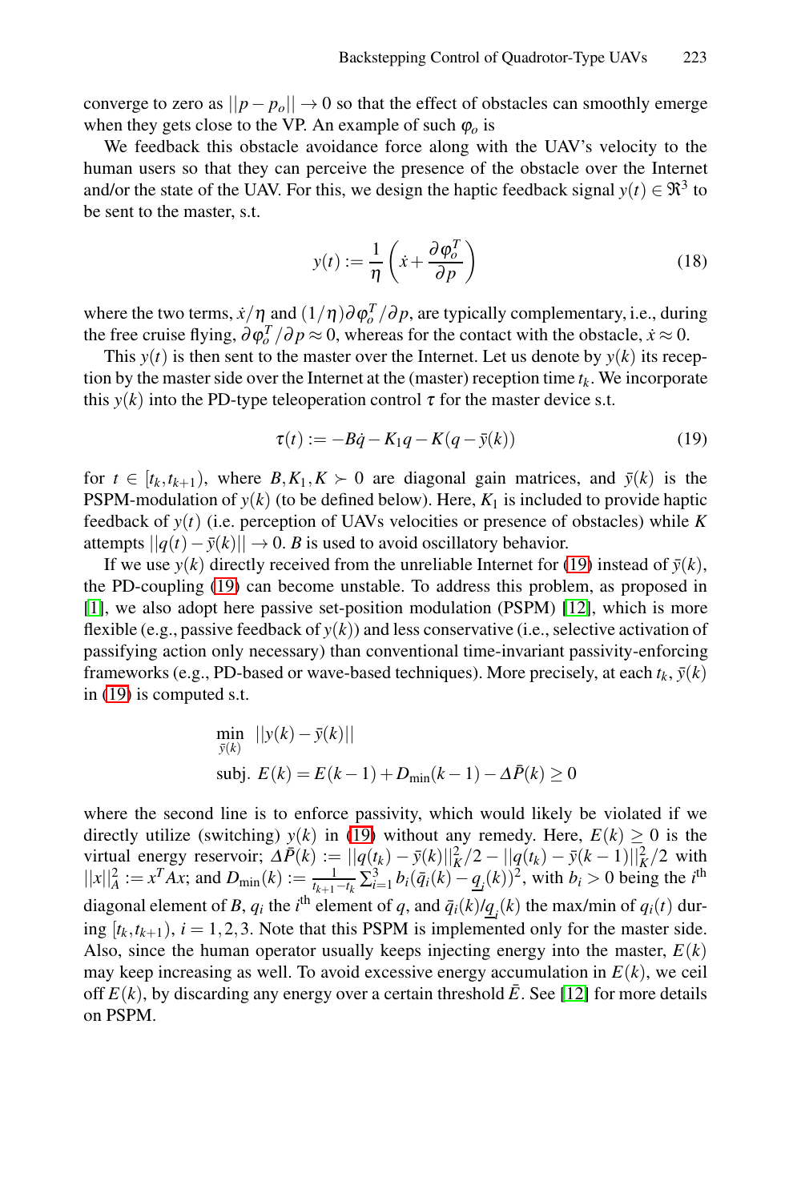converge to zero as $||p - p_o|| \to 0$ so that the effect of obstacles can smoothly emerge when they gets close to the VP. An example of such $\varphi_o$ is

We feedback this obstacle avoidance force along with the UAV's velocity to the human users so that they can perceive the presence of the obstacle over the Internet and/or the state of the UAV. For this, we design the haptic feedback signal $y(t) \in \Re^3$ to be sent to the master, s.t.

$$y(t) := \frac{1}{\eta}\left(\dot{x} + \frac{\partial \varphi_o^T}{\partial p}\right) \tag{18}$$

where the two terms, $\dot{x}/\eta$ and $(1/\eta)\partial\varphi_o^T/\partial p$, are typically complementary, i.e., during the free cruise flying, $\partial\varphi_o^T/\partial p \approx 0$, whereas for the contact with the obstacle, $\dot{x} \approx 0$.

This $y(t)$ is then sent to the master over the Internet. Let us denote by $y(k)$ its reception by the master side over the Internet at the (master) reception time $t_k$. We incorporate this $y(k)$ into the PD-type teleoperation control $\tau$ for the master device s.t.

$$\tau(t) := -B\dot{q} - K_1 q - K(q - \bar{y}(k)) \tag{19}$$

for $t \in [t_k, t_{k+1})$, where $B, K_1, K \succ 0$ are diagonal gain matrices, and $\bar{y}(k)$ is the PSPM-modulation of $y(k)$ (to be defined below). Here, $K_1$ is included to provide haptic feedback of $y(t)$ (i.e. perception of UAVs velocities or presence of obstacles) while $K$ attempts $||q(t) - \bar{y}(k)|| \to 0$. $B$ is used to avoid oscillatory behavior.

If we use $y(k)$ directly received from the unreliable Internet for (19) instead of $\bar{y}(k)$, the PD-coupling (19) can become unstable. To address this problem, as proposed in [1], we also adopt here passive set-position modulation (PSPM) [12], which is more flexible (e.g., passive feedback of $y(k)$) and less conservative (i.e., selective activation of passifying action only necessary) than conventional time-invariant passivity-enforcing frameworks (e.g., PD-based or wave-based techniques). More precisely, at each $t_k$, $\bar{y}(k)$ in (19) is computed s.t.

$$\min_{\bar{y}(k)} \; ||y(k) - \bar{y}(k)||$$
$$\text{subj. } E(k) = E(k-1) + D_{\min}(k-1) - \Delta\bar{P}(k) \geq 0$$

where the second line is to enforce passivity, which would likely be violated if we directly utilize (switching) $y(k)$ in (19) without any remedy. Here, $E(k) \geq 0$ is the virtual energy reservoir; $\Delta\bar{P}(k) := ||q(t_k) - \bar{y}(k)||_K^2/2 - ||q(t_k) - \bar{y}(k-1)||_K^2/2$ with $||x||_A^2 := x^T A x$; and $D_{\min}(k) := \frac{1}{t_{k+1} - t_k}\sum_{i=1}^{3} b_i(\bar{q}_i(k) - \underline{q}_i(k))^2$, with $b_i > 0$ being the $i^{\text{th}}$ diagonal element of $B$, $q_i$ the $i^{\text{th}}$ element of $q$, and $\bar{q}_i(k)/\underline{q}_i(k)$ the max/min of $q_i(t)$ during $[t_k, t_{k+1})$, $i = 1, 2, 3$. Note that this PSPM is implemented only for the master side. Also, since the human operator usually keeps injecting energy into the master, $E(k)$ may keep increasing as well. To avoid excessive energy accumulation in $E(k)$, we ceil off $E(k)$, by discarding any energy over a certain threshold $\bar{E}$. See [12] for more details on PSPM.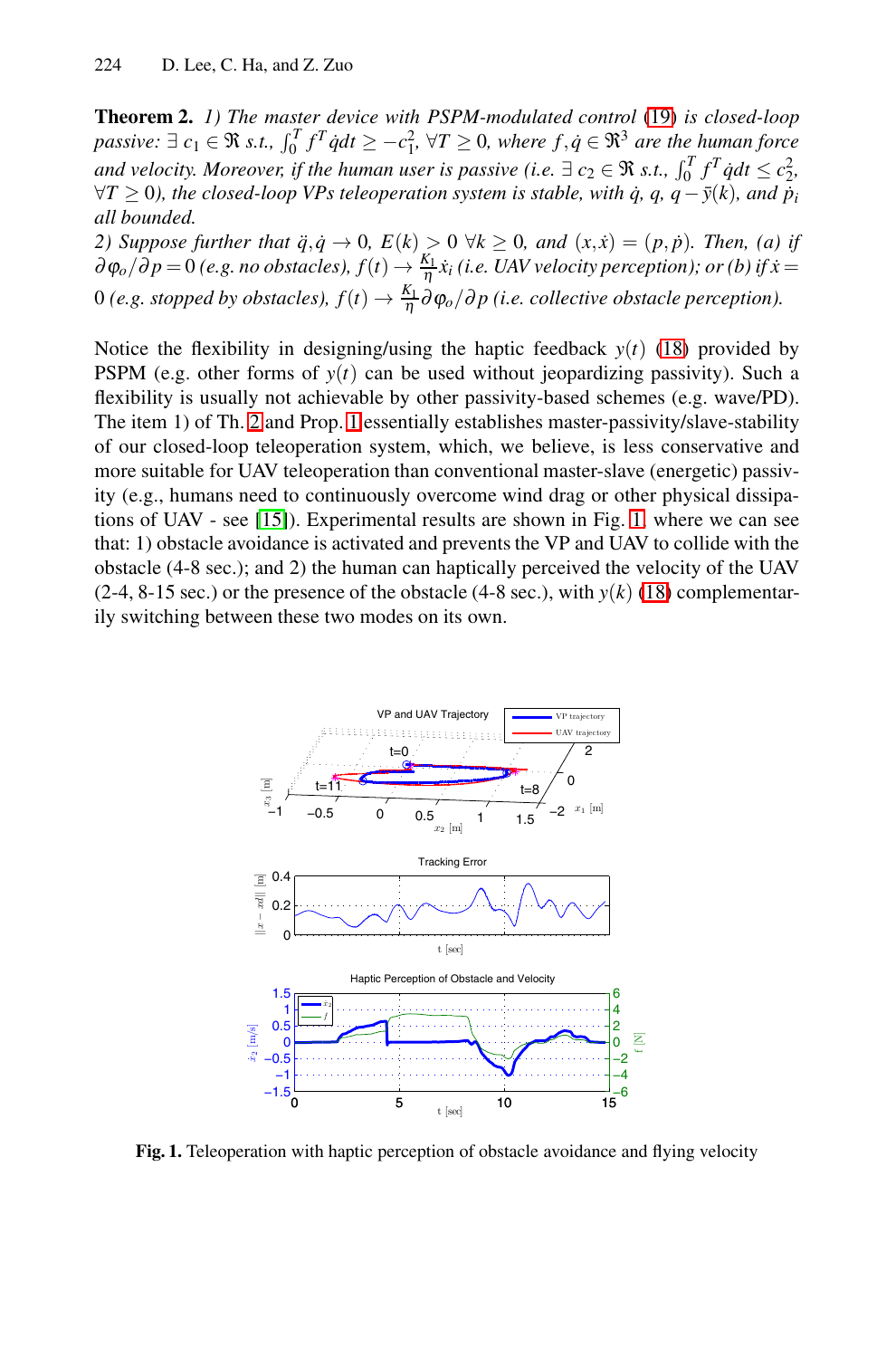**Theorem 2.** *1) The master device with PSPM-modulated control (19) is closed-loop passive: $\exists\, c_1 \in \Re$ s.t., $\int_0^T f^T \dot{q} dt \geq -c_1^2$, $\forall T \geq 0$, where $f, \dot{q} \in \Re^3$ are the human force and velocity. Moreover, if the human user is passive (i.e. $\exists\, c_2 \in \Re$ s.t., $\int_0^T f^T \dot{q} dt \leq c_2^2$, $\forall T \geq 0$), the closed-loop VPs teleoperation system is stable, with $\dot{q}$, $q$, $q - \bar{y}(k)$, and $\dot{p}_i$ all bounded.*

*2) Suppose further that $\ddot{q}, \dot{q} \rightarrow 0$, $E(k) > 0$ $\forall k \geq 0$, and $(x, \dot{x}) = (p, \dot{p})$. Then, (a) if $\partial \varphi_o / \partial p = 0$ (e.g. no obstacles), $f(t) \rightarrow \frac{K_1}{\eta} \dot{x}_i$ (i.e. UAV velocity perception); or (b) if $\dot{x} = 0$ (e.g. stopped by obstacles), $f(t) \rightarrow \frac{K_1}{\eta} \partial \varphi_o / \partial p$ (i.e. collective obstacle perception).*

Notice the flexibility in designing/using the haptic feedback $y(t)$ (18) provided by PSPM (e.g. other forms of $y(t)$ can be used without jeopardizing passivity). Such a flexibility is usually not achievable by other passivity-based schemes (e.g. wave/PD). The item 1) of Th. 2 and Prop. 1 essentially establishes master-passivity/slave-stability of our closed-loop teleoperation system, which, we believe, is less conservative and more suitable for UAV teleoperation than conventional master-slave (energetic) passivity (e.g., humans need to continuously overcome wind drag or other physical dissipations of UAV - see [15]). Experimental results are shown in Fig. 1, where we can see that: 1) obstacle avoidance is activated and prevents the VP and UAV to collide with the obstacle (4-8 sec.); and 2) the human can haptically perceived the velocity of the UAV (2-4, 8-15 sec.) or the presence of the obstacle (4-8 sec.), with $y(k)$ (18) complementarily switching between these two modes on its own.

**Fig. 1.** Teleoperation with haptic perception of obstacle avoidance and flying velocity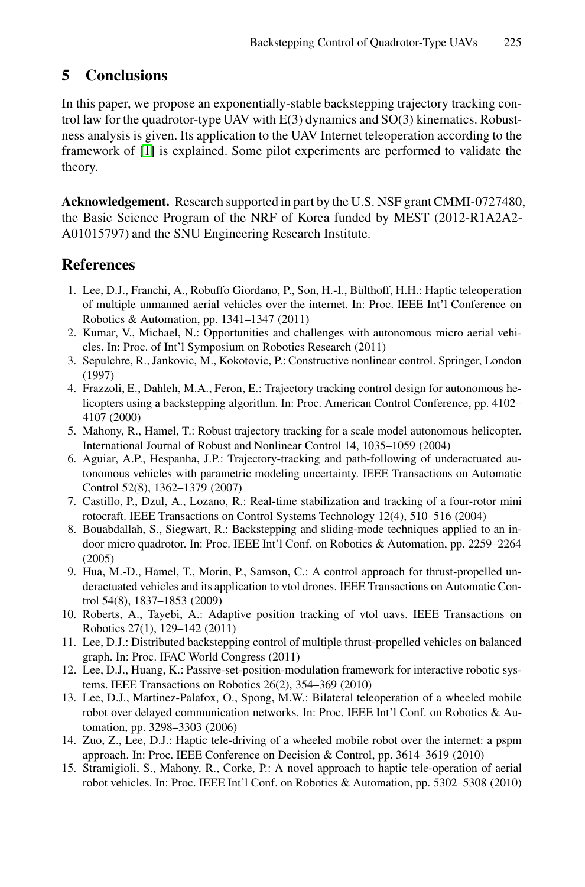## 5 Conclusions

In this paper, we propose an exponentially-stable backstepping trajectory tracking control law for the quadrotor-type UAV with E(3) dynamics and SO(3) kinematics. Robustness analysis is given. Its application to the UAV Internet teleoperation according to the framework of [1] is explained. Some pilot experiments are performed to validate the theory.

**Acknowledgement.** Research supported in part by the U.S. NSF grant CMMI-0727480, the Basic Science Program of the NRF of Korea funded by MEST (2012-R1A2A2-A01015797) and the SNU Engineering Research Institute.

## References

1. Lee, D.J., Franchi, A., Robuffo Giordano, P., Son, H.-I., Bülthoff, H.H.: Haptic teleoperation of multiple unmanned aerial vehicles over the internet. In: Proc. IEEE Int'l Conference on Robotics & Automation, pp. 1341–1347 (2011)
2. Kumar, V., Michael, N.: Opportunities and challenges with autonomous micro aerial vehicles. In: Proc. of Int'l Symposium on Robotics Research (2011)
3. Sepulchre, R., Jankovic, M., Kokotovic, P.: Constructive nonlinear control. Springer, London (1997)
4. Frazzoli, E., Dahleh, M.A., Feron, E.: Trajectory tracking control design for autonomous helicopters using a backstepping algorithm. In: Proc. American Control Conference, pp. 4102–4107 (2000)
5. Mahony, R., Hamel, T.: Robust trajectory tracking for a scale model autonomous helicopter. International Journal of Robust and Nonlinear Control 14, 1035–1059 (2004)
6. Aguiar, A.P., Hespanha, J.P.: Trajectory-tracking and path-following of underactuated autonomous vehicles with parametric modeling uncertainty. IEEE Transactions on Automatic Control 52(8), 1362–1379 (2007)
7. Castillo, P., Dzul, A., Lozano, R.: Real-time stabilization and tracking of a four-rotor mini rotocraft. IEEE Transactions on Control Systems Technology 12(4), 510–516 (2004)
8. Bouabdallah, S., Siegwart, R.: Backstepping and sliding-mode techniques applied to an indoor micro quadrotor. In: Proc. IEEE Int'l Conf. on Robotics & Automation, pp. 2259–2264 (2005)
9. Hua, M.-D., Hamel, T., Morin, P., Samson, C.: A control approach for thrust-propelled underactuated vehicles and its application to vtol drones. IEEE Transactions on Automatic Control 54(8), 1837–1853 (2009)
10. Roberts, A., Tayebi, A.: Adaptive position tracking of vtol uavs. IEEE Transactions on Robotics 27(1), 129–142 (2011)
11. Lee, D.J.: Distributed backstepping control of multiple thrust-propelled vehicles on balanced graph. In: Proc. IFAC World Congress (2011)
12. Lee, D.J., Huang, K.: Passive-set-position-modulation framework for interactive robotic systems. IEEE Transactions on Robotics 26(2), 354–369 (2010)
13. Lee, D.J., Martinez-Palafox, O., Spong, M.W.: Bilateral teleoperation of a wheeled mobile robot over delayed communication networks. In: Proc. IEEE Int'l Conf. on Robotics & Automation, pp. 3298–3303 (2006)
14. Zuo, Z., Lee, D.J.: Haptic tele-driving of a wheeled mobile robot over the internet: a pspm approach. In: Proc. IEEE Conference on Decision & Control, pp. 3614–3619 (2010)
15. Stramigioli, S., Mahony, R., Corke, P.: A novel approach to haptic tele-operation of aerial robot vehicles. In: Proc. IEEE Int'l Conf. on Robotics & Automation, pp. 5302–5308 (2010)